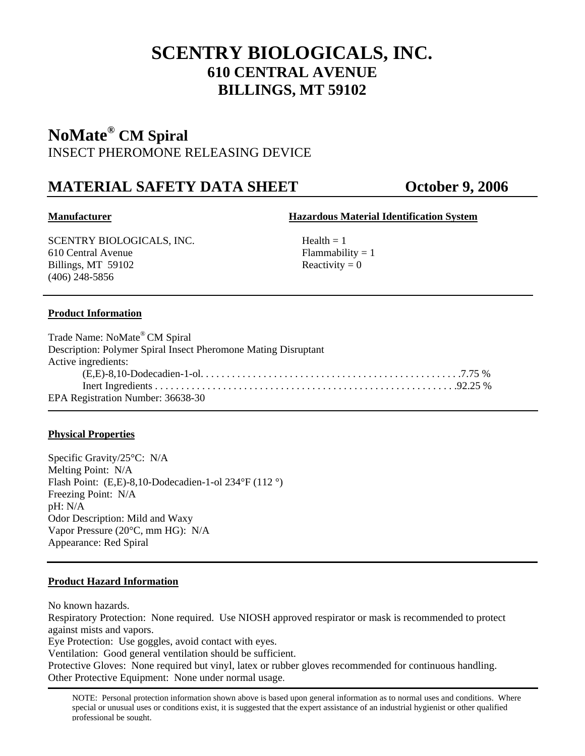# SCENTRY BIOLOGICALS, INC.
## 610 CENTRAL AVENUE
## BILLINGS, MT 59102

# NoMate® CM Spiral

INSECT PHEROMONE RELEASING DEVICE

## MATERIAL SAFETY DATA SHEET — October 9, 2006

**Manufacturer**

SCENTRY BIOLOGICALS, INC.
610 Central Avenue
Billings, MT 59102
(406) 248-5856

**Hazardous Material Identification System**

Health = 1
Flammability = 1
Reactivity = 0

**Product Information**

Trade Name: NoMate® CM Spiral
Description: Polymer Spiral Insect Pheromone Mating Disruptant
Active ingredients:
(E,E)-8,10-Dodecadien-1-ol. . . . . . . . . . . . . . . . . . . . . . . . . . . . . . . . . . . . . . . . . . . . . . . . .7.75 %
Inert Ingredients . . . . . . . . . . . . . . . . . . . . . . . . . . . . . . . . . . . . . . . . . . . . . . . . . . . . . . .92.25 %
EPA Registration Number: 36638-30

**Physical Properties**

Specific Gravity/25°C: N/A
Melting Point: N/A
Flash Point: (E,E)-8,10-Dodecadien-1-ol 234°F (112 °)
Freezing Point: N/A
pH: N/A
Odor Description: Mild and Waxy
Vapor Pressure (20°C, mm HG): N/A
Appearance: Red Spiral

**Product Hazard Information**

No known hazards.
Respiratory Protection: None required. Use NIOSH approved respirator or mask is recommended to protect against mists and vapors.
Eye Protection: Use goggles, avoid contact with eyes.
Ventilation: Good general ventilation should be sufficient.
Protective Gloves: None required but vinyl, latex or rubber gloves recommended for continuous handling.
Other Protective Equipment: None under normal usage.

NOTE: Personal protection information shown above is based upon general information as to normal uses and conditions. Where special or unusual uses or conditions exist, it is suggested that the expert assistance of an industrial hygienist or other qualified professional be sought.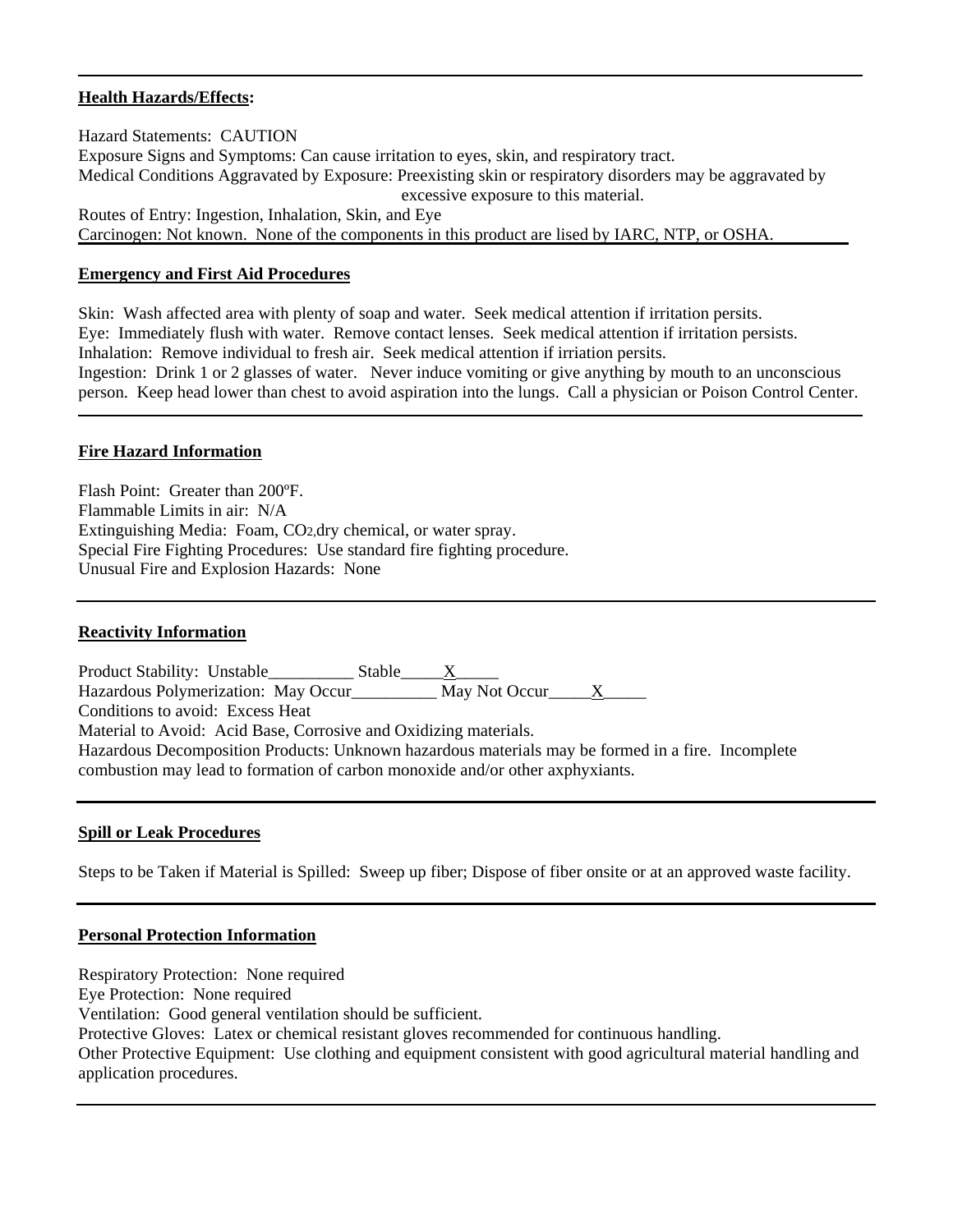**Health Hazards/Effects:**

Hazard Statements: CAUTION
Exposure Signs and Symptoms: Can cause irritation to eyes, skin, and respiratory tract.
Medical Conditions Aggravated by Exposure: Preexisting skin or respiratory disorders may be aggravated by excessive exposure to this material.
Routes of Entry: Ingestion, Inhalation, Skin, and Eye
Carcinogen: Not known. None of the components in this product are lised by IARC, NTP, or OSHA.

**Emergency and First Aid Procedures**

Skin: Wash affected area with plenty of soap and water. Seek medical attention if irritation persits.
Eye: Immediately flush with water. Remove contact lenses. Seek medical attention if irritation persists.
Inhalation: Remove individual to fresh air. Seek medical attention if irriation persits.
Ingestion: Drink 1 or 2 glasses of water. Never induce vomiting or give anything by mouth to an unconscious person. Keep head lower than chest to avoid aspiration into the lungs. Call a physician or Poison Control Center.

**Fire Hazard Information**

Flash Point: Greater than 200ºF.
Flammable Limits in air: N/A
Extinguishing Media: Foam, $CO_2$, dry chemical, or water spray.
Special Fire Fighting Procedures: Use standard fire fighting procedure.
Unusual Fire and Explosion Hazards: None

**Reactivity Information**

Product Stability: Unstable__________ Stable_____X_____
Hazardous Polymerization: May Occur__________ May Not Occur_____X_____
Conditions to avoid: Excess Heat
Material to Avoid: Acid Base, Corrosive and Oxidizing materials.
Hazardous Decomposition Products: Unknown hazardous materials may be formed in a fire. Incomplete combustion may lead to formation of carbon monoxide and/or other axphyxiants.

**Spill or Leak Procedures**

Steps to be Taken if Material is Spilled: Sweep up fiber; Dispose of fiber onsite or at an approved waste facility.

**Personal Protection Information**

Respiratory Protection: None required
Eye Protection: None required
Ventilation: Good general ventilation should be sufficient.
Protective Gloves: Latex or chemical resistant gloves recommended for continuous handling.
Other Protective Equipment: Use clothing and equipment consistent with good agricultural material handling and application procedures.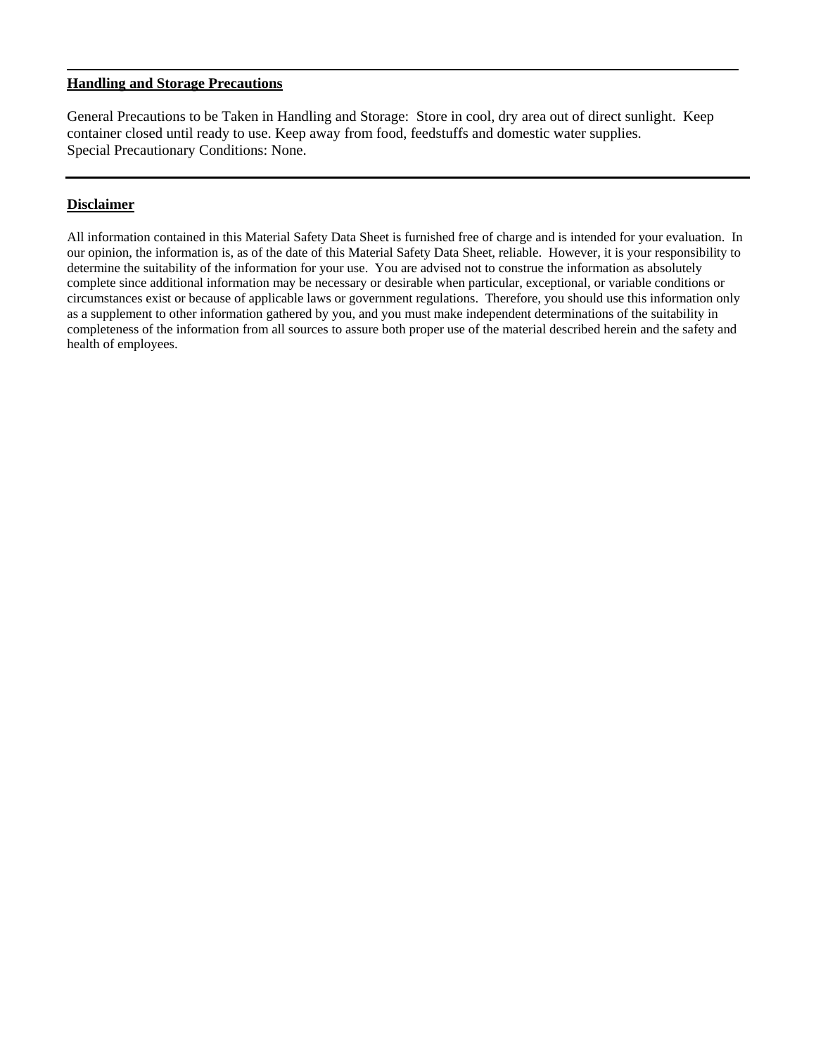## Handling and Storage Precautions

General Precautions to be Taken in Handling and Storage: Store in cool, dry area out of direct sunlight. Keep container closed until ready to use. Keep away from food, feedstuffs and domestic water supplies.
Special Precautionary Conditions: None.

## Disclaimer

All information contained in this Material Safety Data Sheet is furnished free of charge and is intended for your evaluation. In our opinion, the information is, as of the date of this Material Safety Data Sheet, reliable. However, it is your responsibility to determine the suitability of the information for your use. You are advised not to construe the information as absolutely complete since additional information may be necessary or desirable when particular, exceptional, or variable conditions or circumstances exist or because of applicable laws or government regulations. Therefore, you should use this information only as a supplement to other information gathered by you, and you must make independent determinations of the suitability in completeness of the information from all sources to assure both proper use of the material described herein and the safety and health of employees.